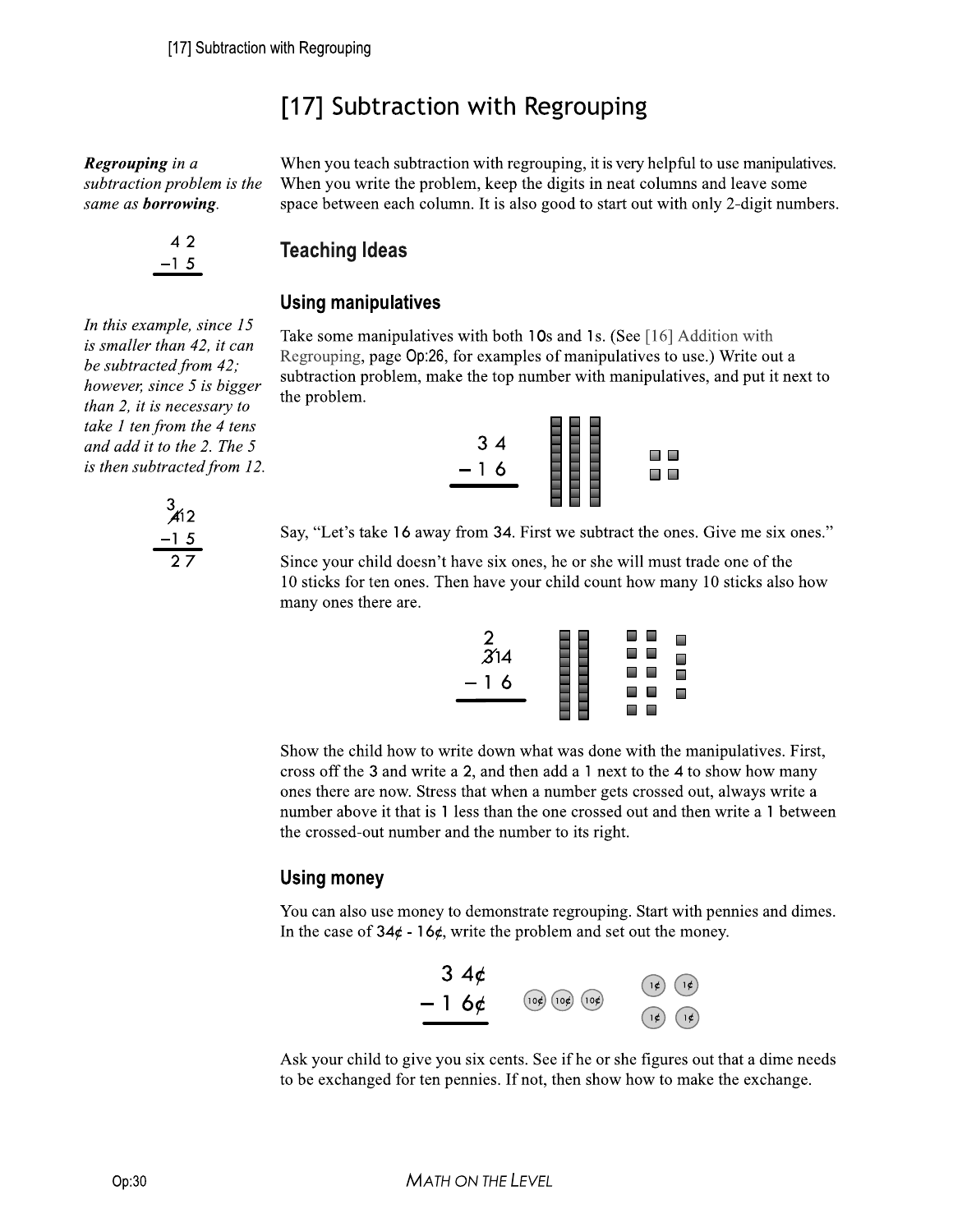# [17] Subtraction with Regrouping

***Regrouping** in a subtraction problem is the same as **borrowing**.*

```
 4 2
-1 5
----
```

*In this example, since 15 is smaller than 42, it can be subtracted from 42; however, since 5 is bigger than 2, it is necessary to take 1 ten from the 4 tens and add it to the 2. The 5 is then subtracted from 12.*

```
 3
 412
-1 5
----
 2 7
```

When you teach subtraction with regrouping, it is very helpful to use manipulatives. When you write the problem, keep the digits in neat columns and leave some space between each column. It is also good to start out with only 2-digit numbers.

## Teaching Ideas

### Using manipulatives

Take some manipulatives with both 10s and 1s. (See [16] Addition with Regrouping, page Op:26, for examples of manipulatives to use.) Write out a subtraction problem, make the top number with manipulatives, and put it next to the problem.

```
 3 4
-1 6
----
```

Say, "Let's take 16 away from 34. First we subtract the ones. Give me six ones."

Since your child doesn't have six ones, he or she will must trade one of the 10 sticks for ten ones. Then have your child count how many 10 sticks also how many ones there are.

```
 2
 314
-1 6
----
```

Show the child how to write down what was done with the manipulatives. First, cross off the 3 and write a 2, and then add a 1 next to the 4 to show how many ones there are now. Stress that when a number gets crossed out, always write a number above it that is 1 less than the one crossed out and then write a 1 between the crossed-out number and the number to its right.

### Using money

You can also use money to demonstrate regrouping. Start with pennies and dimes. In the case of 34¢ - 16¢, write the problem and set out the money.

```
 3 4¢
-1 6¢
-----
```

Ask your child to give you six cents. See if he or she figures out that a dime needs to be exchanged for ten pennies. If not, then show how to make the exchange.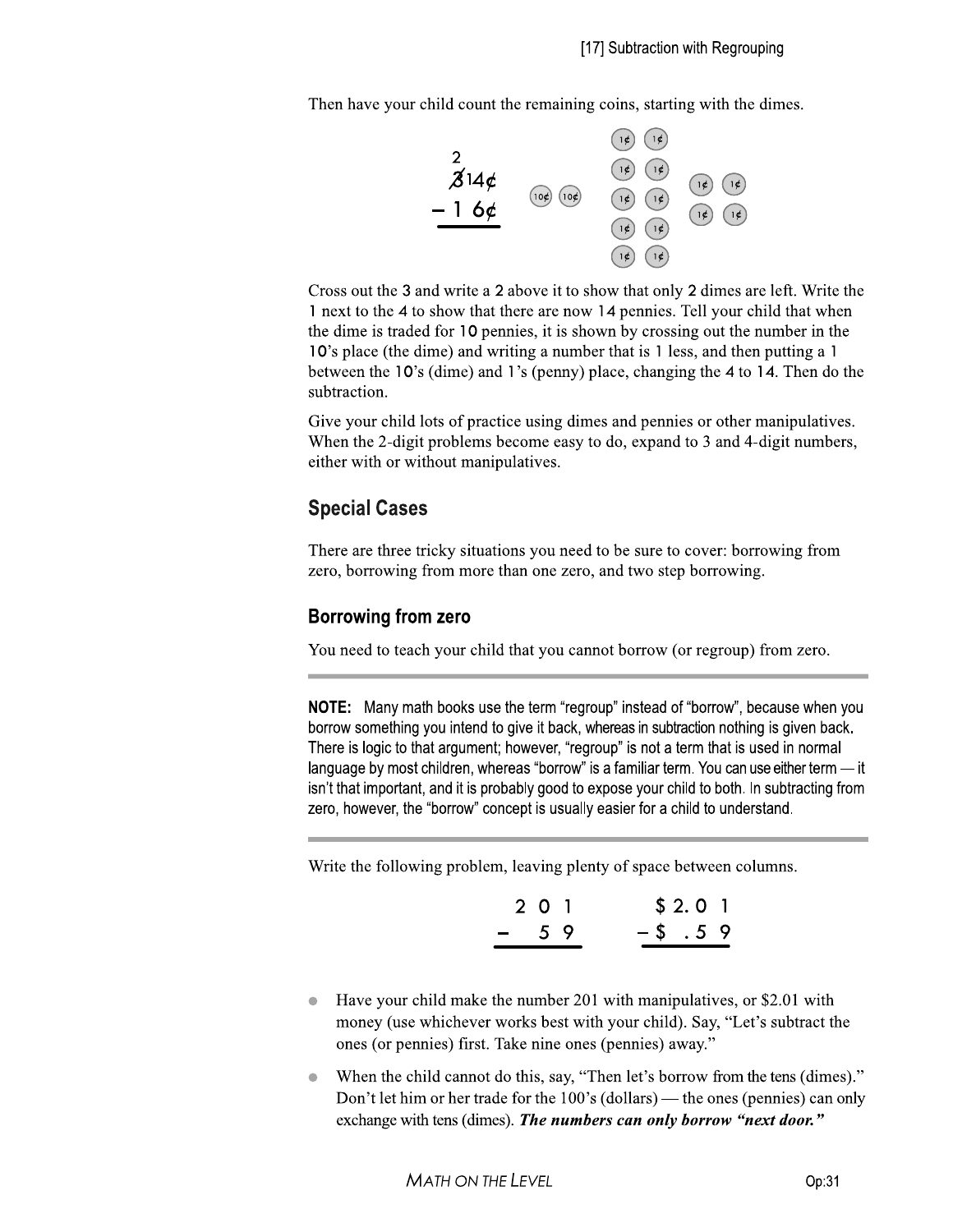Then have your child count the remaining coins, starting with the dimes.

```
  2
  3̸ 14¢
− 1  6¢
```

Cross out the 3 and write a 2 above it to show that only 2 dimes are left. Write the 1 next to the 4 to show that there are now 14 pennies. Tell your child that when the dime is traded for 10 pennies, it is shown by crossing out the number in the 10's place (the dime) and writing a number that is 1 less, and then putting a 1 between the 10's (dime) and 1's (penny) place, changing the 4 to 14. Then do the subtraction.

Give your child lots of practice using dimes and pennies or other manipulatives. When the 2-digit problems become easy to do, expand to 3 and 4-digit numbers, either with or without manipulatives.

## Special Cases

There are three tricky situations you need to be sure to cover: borrowing from zero, borrowing from more than one zero, and two step borrowing.

### Borrowing from zero

You need to teach your child that you cannot borrow (or regroup) from zero.

---

**NOTE:** Many math books use the term "regroup" instead of "borrow", because when you borrow something you intend to give it back, whereas in subtraction nothing is given back. There is logic to that argument; however, "regroup" is not a term that is used in normal language by most children, whereas "borrow" is a familiar term. You can use either term — it isn't that important, and it is probably good to expose your child to both. In subtracting from zero, however, the "borrow" concept is usually easier for a child to understand.

---

Write the following problem, leaving plenty of space between columns.

```
  2 0 1        $ 2. 0 1
−   5 9      − $  . 5 9
```

- Have your child make the number 201 with manipulatives, or $2.01 with money (use whichever works best with your child). Say, "Let's subtract the ones (or pennies) first. Take nine ones (pennies) away."
- When the child cannot do this, say, "Then let's borrow from the tens (dimes)." Don't let him or her trade for the 100's (dollars) — the ones (pennies) can only exchange with tens (dimes). ***The numbers can only borrow "next door."***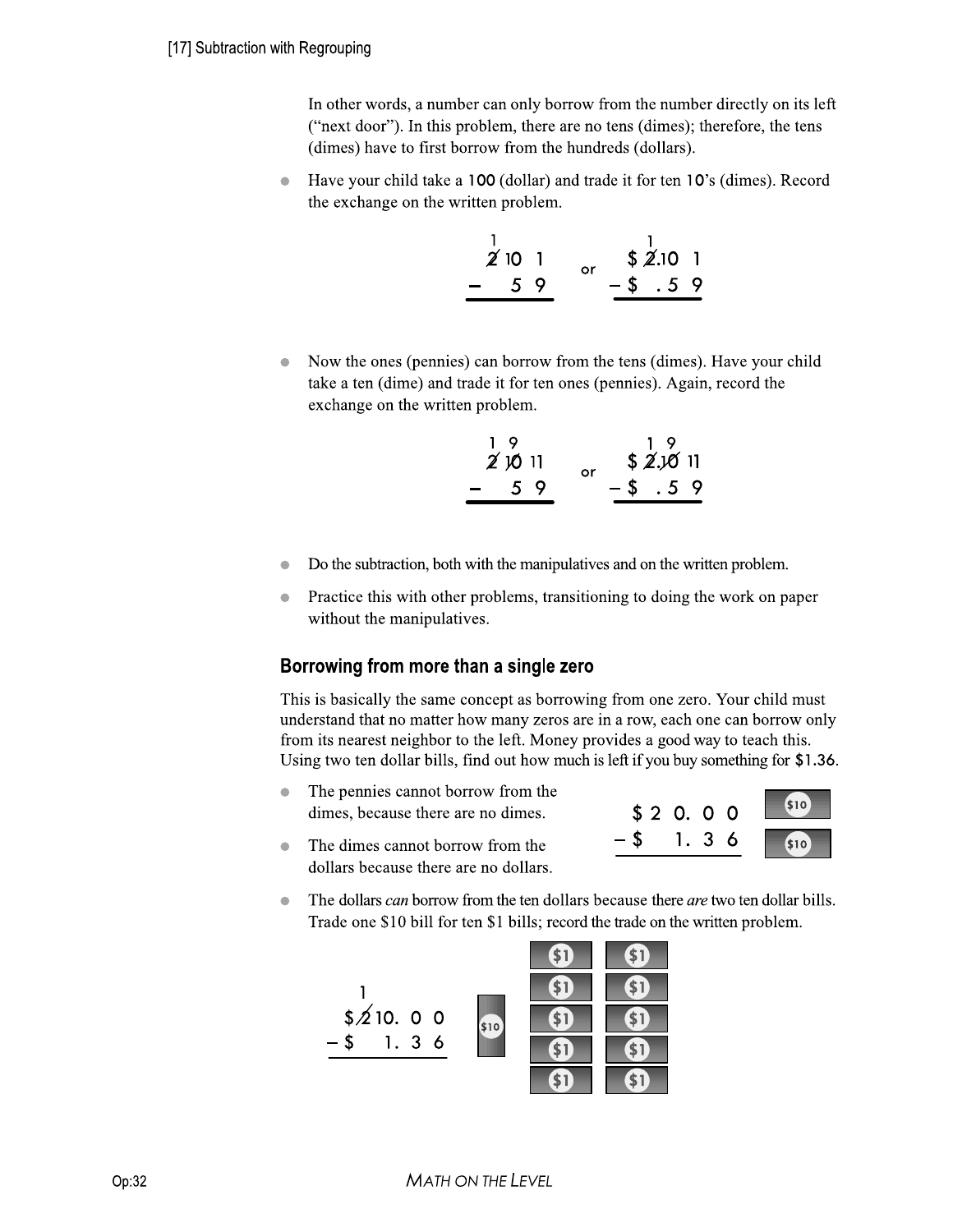In other words, a number can only borrow from the number directly on its left ("next door"). In this problem, there are no tens (dimes); therefore, the tens (dimes) have to first borrow from the hundreds (dollars).

- Have your child take a 100 (dollar) and trade it for ten 10's (dimes). Record the exchange on the written problem.

```
 1              1
 2̸ 10  1       $ 2̸.10  1
-    5  9   or  -$  . 5  9
```

- Now the ones (pennies) can borrow from the tens (dimes). Have your child take a ten (dime) and trade it for ten ones (pennies). Again, record the exchange on the written problem.

```
 1  9           1  9
 2̸ 1̸0̸ 11      $ 2̸.1̸0̸ 11
-    5  9   or  -$  . 5  9
```

- Do the subtraction, both with the manipulatives and on the written problem.
- Practice this with other problems, transitioning to doing the work on paper without the manipulatives.

### Borrowing from more than a single zero

This is basically the same concept as borrowing from one zero. Your child must understand that no matter how many zeros are in a row, each one can borrow only from its nearest neighbor to the left. Money provides a good way to teach this. Using two ten dollar bills, find out how much is left if you buy something for $1.36.

- The pennies cannot borrow from the dimes, because there are no dimes.
- The dimes cannot borrow from the dollars because there are no dollars.

```
  $ 2 0. 0 0
- $   1. 3 6
```

- The dollars *can* borrow from the ten dollars because there *are* two ten dollar bills. Trade one $10 bill for ten $1 bills; record the trade on the written problem.

```
    1
  $ 2̸ 10. 0 0
- $     1. 3 6
```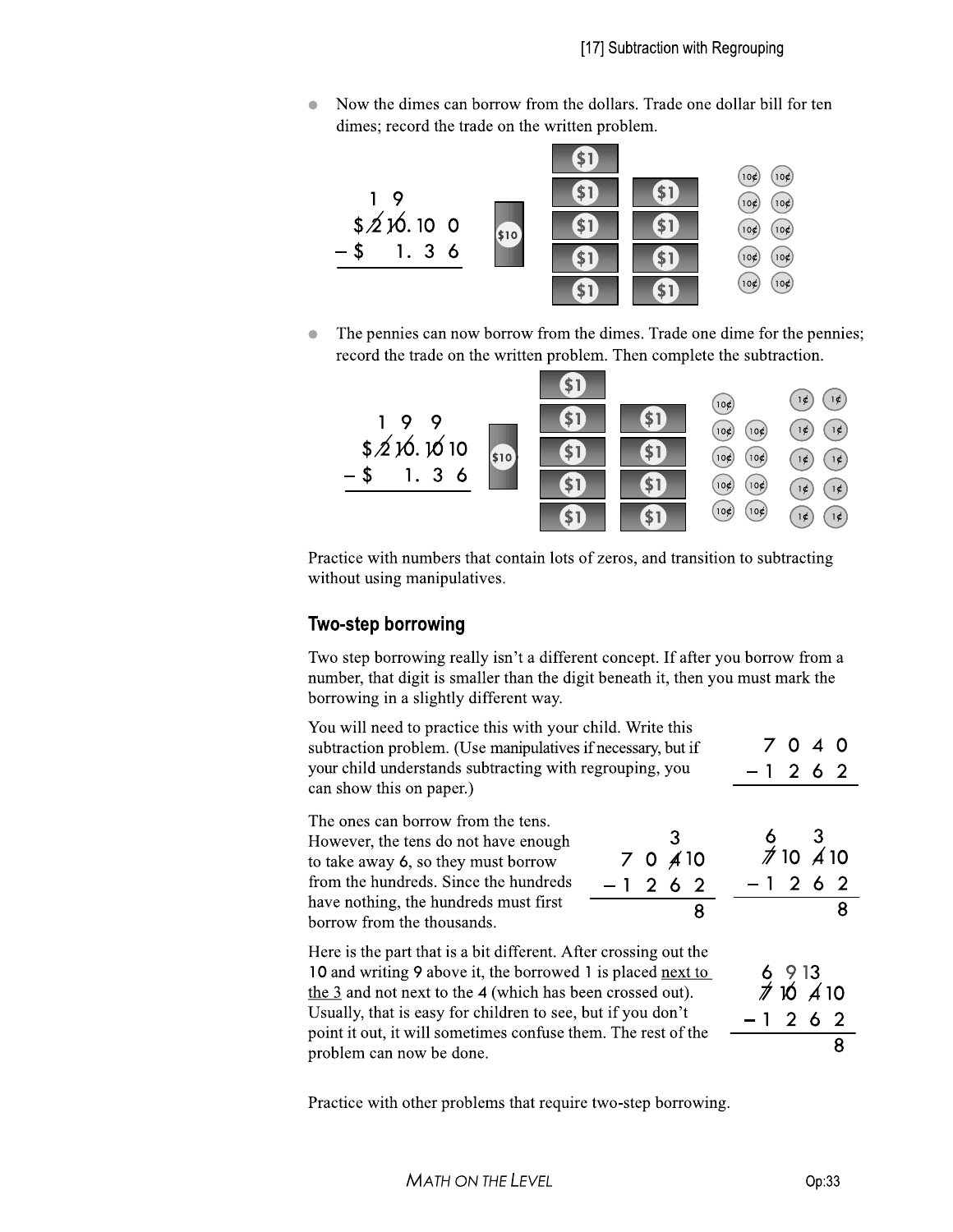- Now the dimes can borrow from the dollars. Trade one dollar bill for ten dimes; record the trade on the written problem.

```
   1 9
 $ 2 10. 10 0
−$     1. 3 6
```

- The pennies can now borrow from the dimes. Trade one dime for the pennies; record the trade on the written problem. Then complete the subtraction.

```
   1 9   9
 $ 2 10. 10 10
−$     1. 3  6
```

Practice with numbers that contain lots of zeros, and transition to subtracting without using manipulatives.

## Two-step borrowing

Two step borrowing really isn't a different concept. If after you borrow from a number, that digit is smaller than the digit beneath it, then you must mark the borrowing in a slightly different way.

You will need to practice this with your child. Write this subtraction problem. (Use manipulatives if necessary, but if your child understands subtracting with regrouping, you can show this on paper.)

```
  7 0 4 0
− 1 2 6 2
```

The ones can borrow from the tens. However, the tens do not have enough to take away 6, so they must borrow from the hundreds. Since the hundreds have nothing, the hundreds must first borrow from the thousands.

```
        3
  7 0 4 10
− 1 2 6 2
        8
```

```
  6     3
  7 10 4 10
− 1 2  6 2
         8
```

Here is the part that is a bit different. After crossing out the 10 and writing 9 above it, the borrowed 1 is placed next to the 3 and not next to the 4 (which has been crossed out). Usually, that is easy for children to see, but if you don't point it out, it will sometimes confuse them. The rest of the problem can now be done.

```
  6 9  13
  7 10 4 10
− 1 2  6 2
         8
```

Practice with other problems that require two-step borrowing.